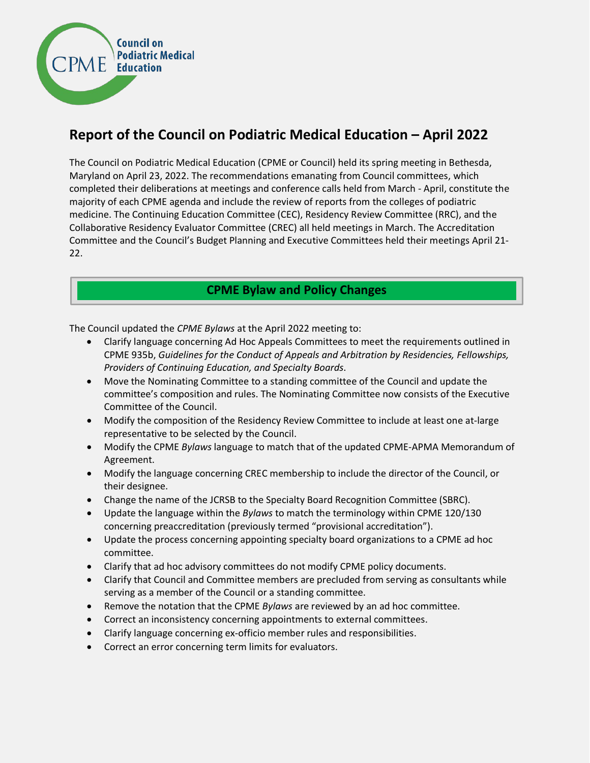# Report of the Council on Podiatric Medical Education – April 2022

The Council on Podiatric Medical Education (CPME or Council) held its spring meeting in Bethesda, Maryland on April 23, 2022. The recommendations emanating from Council committees, which completed their deliberations at meetings and conference calls held from March - April, constitute the majority of each CPME agenda and include the review of reports from the colleges of podiatric medicine. The Continuing Education Committee (CEC), Residency Review Committee (RRC), and the Collaborative Residency Evaluator Committee (CREC) all held meetings in March. The Accreditation Committee and the Council's Budget Planning and Executive Committees held their meetings April 21-22.

## CPME Bylaw and Policy Changes

The Council updated the *CPME Bylaws* at the April 2022 meeting to:

- Clarify language concerning Ad Hoc Appeals Committees to meet the requirements outlined in CPME 935b, *Guidelines for the Conduct of Appeals and Arbitration by Residencies, Fellowships, Providers of Continuing Education, and Specialty Boards*.
- Move the Nominating Committee to a standing committee of the Council and update the committee's composition and rules. The Nominating Committee now consists of the Executive Committee of the Council.
- Modify the composition of the Residency Review Committee to include at least one at-large representative to be selected by the Council.
- Modify the CPME *Bylaws* language to match that of the updated CPME-APMA Memorandum of Agreement.
- Modify the language concerning CREC membership to include the director of the Council, or their designee.
- Change the name of the JCRSB to the Specialty Board Recognition Committee (SBRC).
- Update the language within the *Bylaws* to match the terminology within CPME 120/130 concerning preaccreditation (previously termed "provisional accreditation").
- Update the process concerning appointing specialty board organizations to a CPME ad hoc committee.
- Clarify that ad hoc advisory committees do not modify CPME policy documents.
- Clarify that Council and Committee members are precluded from serving as consultants while serving as a member of the Council or a standing committee.
- Remove the notation that the CPME *Bylaws* are reviewed by an ad hoc committee.
- Correct an inconsistency concerning appointments to external committees.
- Clarify language concerning ex-officio member rules and responsibilities.
- Correct an error concerning term limits for evaluators.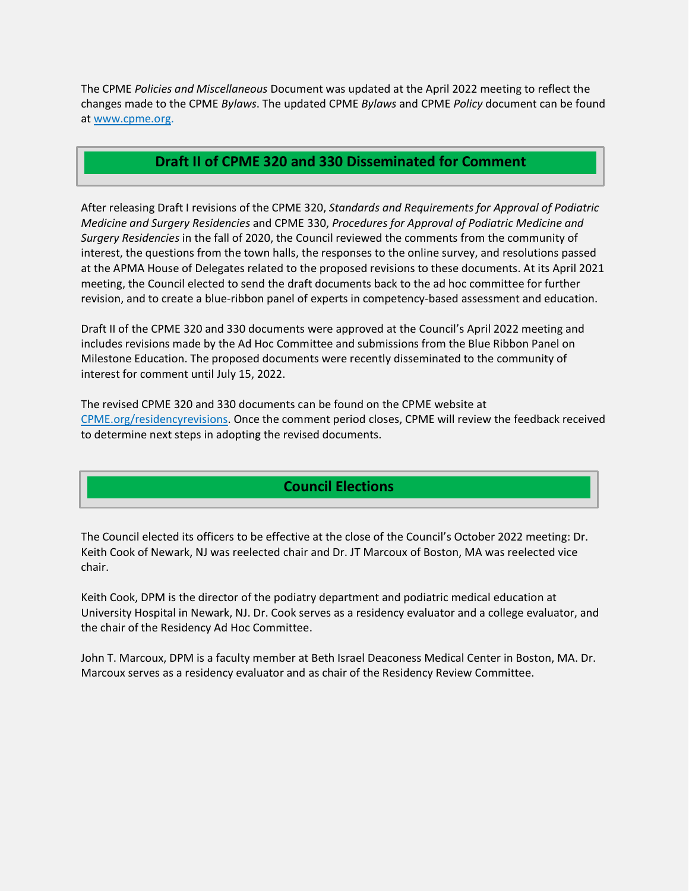The CPME *Policies and Miscellaneous* Document was updated at the April 2022 meeting to reflect the changes made to the CPME *Bylaws*. The updated CPME *Bylaws* and CPME *Policy* document can be found at www.cpme.org.

## Draft II of CPME 320 and 330 Disseminated for Comment

After releasing Draft I revisions of the CPME 320, *Standards and Requirements for Approval of Podiatric Medicine and Surgery Residencies* and CPME 330, *Procedures for Approval of Podiatric Medicine and Surgery Residencies* in the fall of 2020, the Council reviewed the comments from the community of interest, the questions from the town halls, the responses to the online survey, and resolutions passed at the APMA House of Delegates related to the proposed revisions to these documents. At its April 2021 meeting, the Council elected to send the draft documents back to the ad hoc committee for further revision, and to create a blue-ribbon panel of experts in competency-based assessment and education.

Draft II of the CPME 320 and 330 documents were approved at the Council's April 2022 meeting and includes revisions made by the Ad Hoc Committee and submissions from the Blue Ribbon Panel on Milestone Education. The proposed documents were recently disseminated to the community of interest for comment until July 15, 2022.

The revised CPME 320 and 330 documents can be found on the CPME website at CPME.org/residencyrevisions. Once the comment period closes, CPME will review the feedback received to determine next steps in adopting the revised documents.

## Council Elections

The Council elected its officers to be effective at the close of the Council's October 2022 meeting: Dr. Keith Cook of Newark, NJ was reelected chair and Dr. JT Marcoux of Boston, MA was reelected vice chair.

Keith Cook, DPM is the director of the podiatry department and podiatric medical education at University Hospital in Newark, NJ. Dr. Cook serves as a residency evaluator and a college evaluator, and the chair of the Residency Ad Hoc Committee.

John T. Marcoux, DPM is a faculty member at Beth Israel Deaconess Medical Center in Boston, MA. Dr. Marcoux serves as a residency evaluator and as chair of the Residency Review Committee.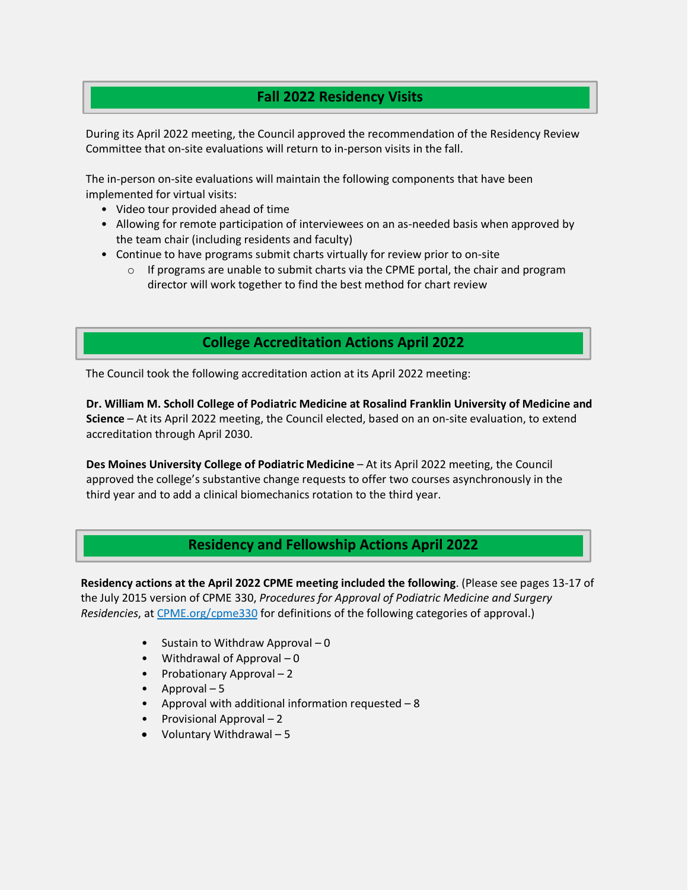## Fall 2022 Residency Visits

During its April 2022 meeting, the Council approved the recommendation of the Residency Review Committee that on-site evaluations will return to in-person visits in the fall.

The in-person on-site evaluations will maintain the following components that have been implemented for virtual visits:

- Video tour provided ahead of time
- Allowing for remote participation of interviewees on an as-needed basis when approved by the team chair (including residents and faculty)
- Continue to have programs submit charts virtually for review prior to on-site
    - If programs are unable to submit charts via the CPME portal, the chair and program director will work together to find the best method for chart review

## College Accreditation Actions April 2022

The Council took the following accreditation action at its April 2022 meeting:

**Dr. William M. Scholl College of Podiatric Medicine at Rosalind Franklin University of Medicine and Science** – At its April 2022 meeting, the Council elected, based on an on-site evaluation, to extend accreditation through April 2030.

**Des Moines University College of Podiatric Medicine** – At its April 2022 meeting, the Council approved the college's substantive change requests to offer two courses asynchronously in the third year and to add a clinical biomechanics rotation to the third year.

## Residency and Fellowship Actions April 2022

**Residency actions at the April 2022 CPME meeting included the following**. (Please see pages 13-17 of the July 2015 version of CPME 330, *Procedures for Approval of Podiatric Medicine and Surgery Residencies*, at [CPME.org/cpme330](CPME.org/cpme330) for definitions of the following categories of approval.)

- Sustain to Withdraw Approval – 0
- Withdrawal of Approval – 0
- Probationary Approval – 2
- Approval – 5
- Approval with additional information requested – 8
- Provisional Approval – 2
- Voluntary Withdrawal – 5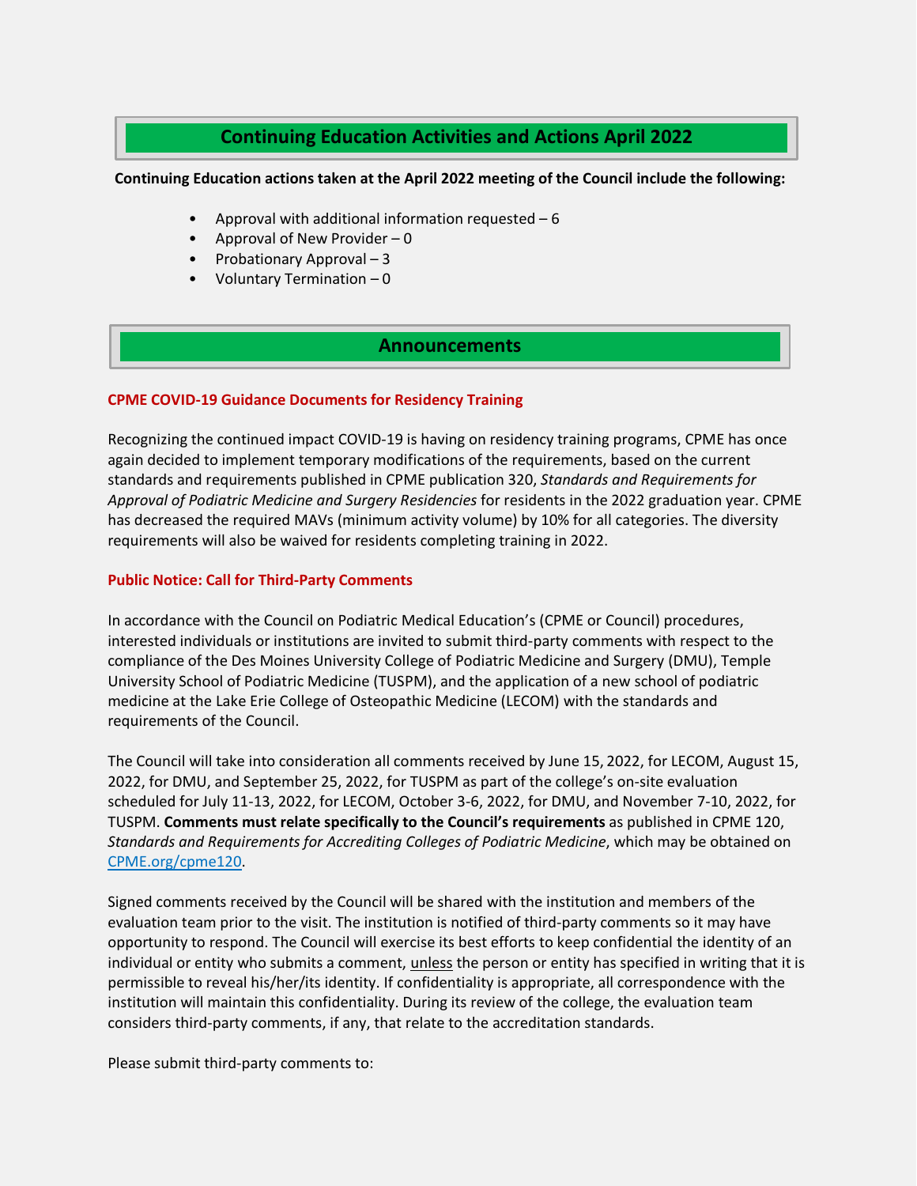## Continuing Education Activities and Actions April 2022

**Continuing Education actions taken at the April 2022 meeting of the Council include the following:**

- Approval with additional information requested – 6
- Approval of New Provider – 0
- Probationary Approval – 3
- Voluntary Termination – 0

## Announcements

### CPME COVID-19 Guidance Documents for Residency Training

Recognizing the continued impact COVID-19 is having on residency training programs, CPME has once again decided to implement temporary modifications of the requirements, based on the current standards and requirements published in CPME publication 320, *Standards and Requirements for Approval of Podiatric Medicine and Surgery Residencies* for residents in the 2022 graduation year. CPME has decreased the required MAVs (minimum activity volume) by 10% for all categories. The diversity requirements will also be waived for residents completing training in 2022.

### Public Notice: Call for Third-Party Comments

In accordance with the Council on Podiatric Medical Education's (CPME or Council) procedures, interested individuals or institutions are invited to submit third-party comments with respect to the compliance of the Des Moines University College of Podiatric Medicine and Surgery (DMU), Temple University School of Podiatric Medicine (TUSPM), and the application of a new school of podiatric medicine at the Lake Erie College of Osteopathic Medicine (LECOM) with the standards and requirements of the Council.

The Council will take into consideration all comments received by June 15, 2022, for LECOM, August 15, 2022, for DMU, and September 25, 2022, for TUSPM as part of the college's on-site evaluation scheduled for July 11-13, 2022, for LECOM, October 3-6, 2022, for DMU, and November 7-10, 2022, for TUSPM. **Comments must relate specifically to the Council's requirements** as published in CPME 120, *Standards and Requirements for Accrediting Colleges of Podiatric Medicine*, which may be obtained on [CPME.org/cpme120](CPME.org/cpme120).

Signed comments received by the Council will be shared with the institution and members of the evaluation team prior to the visit. The institution is notified of third-party comments so it may have opportunity to respond. The Council will exercise its best efforts to keep confidential the identity of an individual or entity who submits a comment, unless the person or entity has specified in writing that it is permissible to reveal his/her/its identity. If confidentiality is appropriate, all correspondence with the institution will maintain this confidentiality. During its review of the college, the evaluation team considers third-party comments, if any, that relate to the accreditation standards.

Please submit third-party comments to: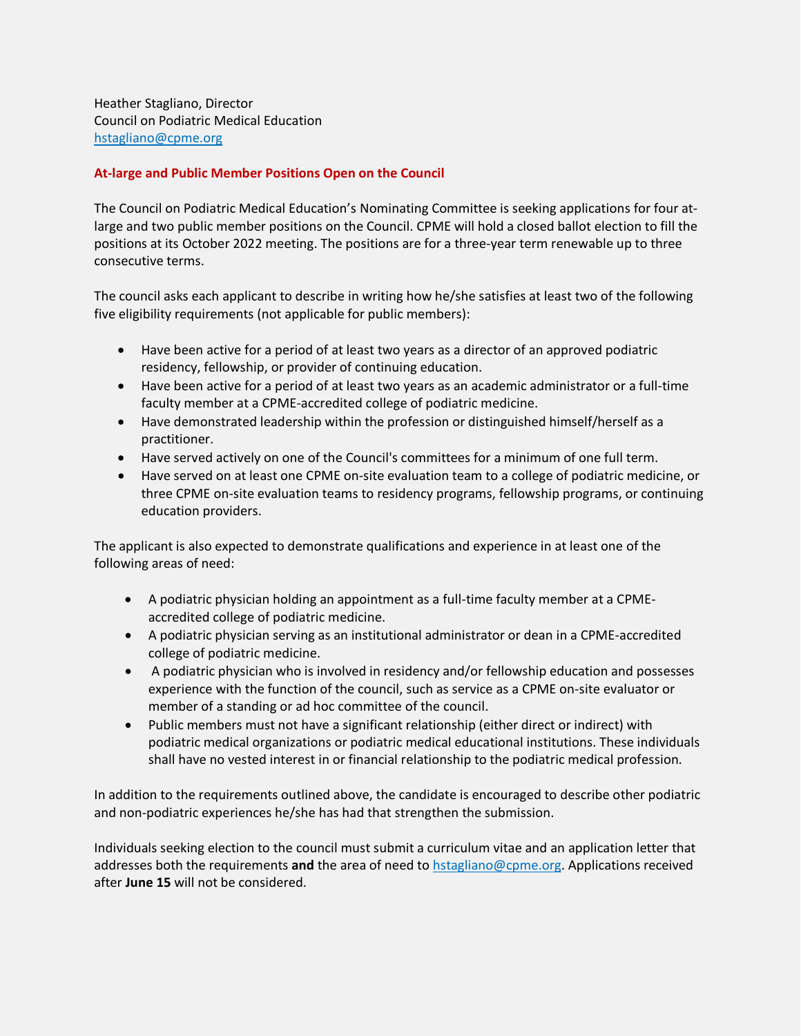Heather Stagliano, Director
Council on Podiatric Medical Education
hstagliano@cpme.org

## At-large and Public Member Positions Open on the Council

The Council on Podiatric Medical Education's Nominating Committee is seeking applications for four at-large and two public member positions on the Council. CPME will hold a closed ballot election to fill the positions at its October 2022 meeting. The positions are for a three-year term renewable up to three consecutive terms.

The council asks each applicant to describe in writing how he/she satisfies at least two of the following five eligibility requirements (not applicable for public members):

- Have been active for a period of at least two years as a director of an approved podiatric residency, fellowship, or provider of continuing education.
- Have been active for a period of at least two years as an academic administrator or a full-time faculty member at a CPME-accredited college of podiatric medicine.
- Have demonstrated leadership within the profession or distinguished himself/herself as a practitioner.
- Have served actively on one of the Council's committees for a minimum of one full term.
- Have served on at least one CPME on-site evaluation team to a college of podiatric medicine, or three CPME on-site evaluation teams to residency programs, fellowship programs, or continuing education providers.

The applicant is also expected to demonstrate qualifications and experience in at least one of the following areas of need:

- A podiatric physician holding an appointment as a full-time faculty member at a CPME-accredited college of podiatric medicine.
- A podiatric physician serving as an institutional administrator or dean in a CPME-accredited college of podiatric medicine.
- A podiatric physician who is involved in residency and/or fellowship education and possesses experience with the function of the council, such as service as a CPME on-site evaluator or member of a standing or ad hoc committee of the council.
- Public members must not have a significant relationship (either direct or indirect) with podiatric medical organizations or podiatric medical educational institutions. These individuals shall have no vested interest in or financial relationship to the podiatric medical profession.

In addition to the requirements outlined above, the candidate is encouraged to describe other podiatric and non-podiatric experiences he/she has had that strengthen the submission.

Individuals seeking election to the council must submit a curriculum vitae and an application letter that addresses both the requirements **and** the area of need to hstagliano@cpme.org. Applications received after **June 15** will not be considered.